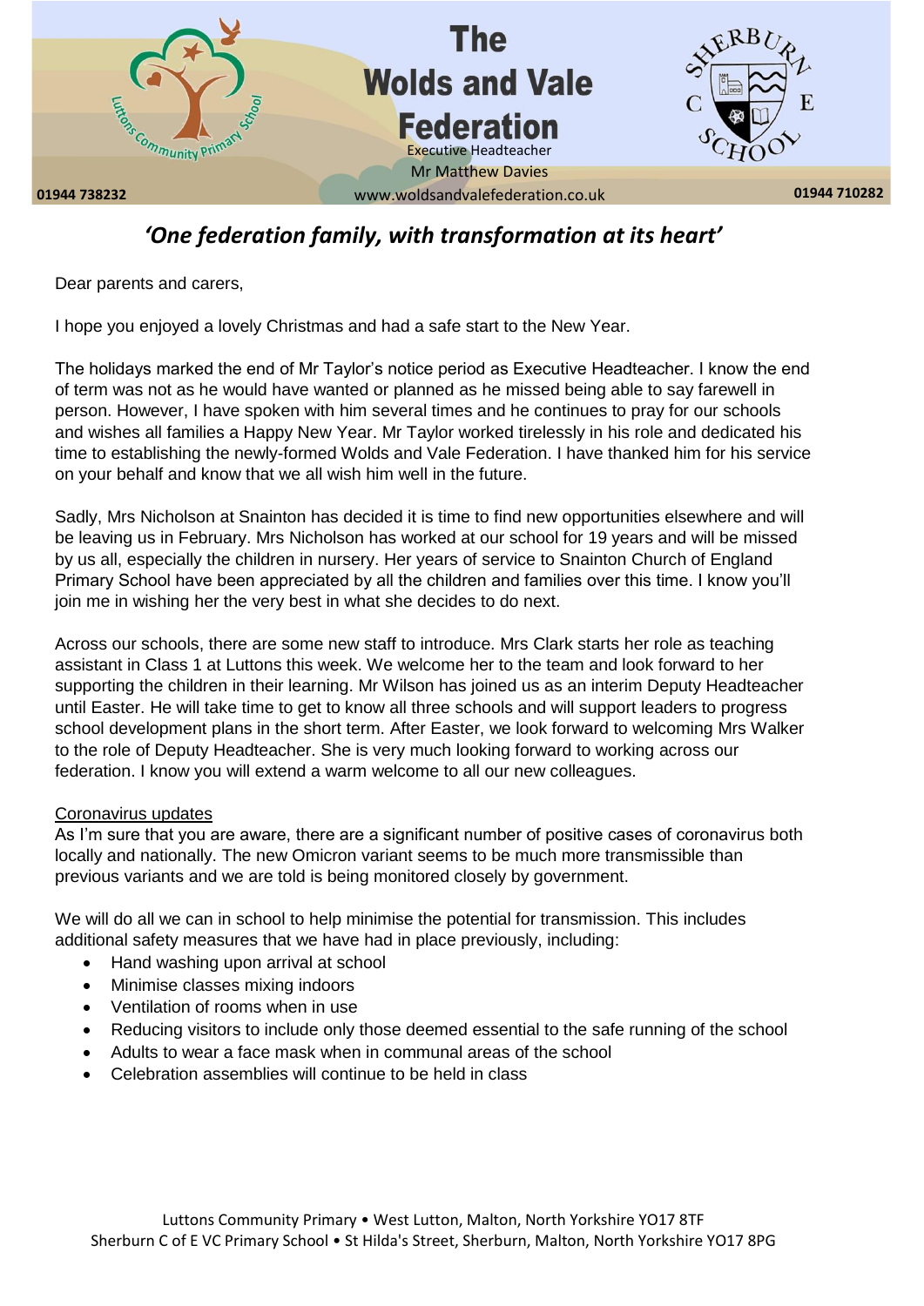# The Wolds and Vale Federation

Executive Headteacher
Mr Matthew Davies

01944 738232 | www.woldsandvalefederation.co.uk | 01944 710282

## *'One federation family, with transformation at its heart'*

Dear parents and carers,

I hope you enjoyed a lovely Christmas and had a safe start to the New Year.

The holidays marked the end of Mr Taylor's notice period as Executive Headteacher. I know the end of term was not as he would have wanted or planned as he missed being able to say farewell in person. However, I have spoken with him several times and he continues to pray for our schools and wishes all families a Happy New Year. Mr Taylor worked tirelessly in his role and dedicated his time to establishing the newly-formed Wolds and Vale Federation. I have thanked him for his service on your behalf and know that we all wish him well in the future.

Sadly, Mrs Nicholson at Snainton has decided it is time to find new opportunities elsewhere and will be leaving us in February. Mrs Nicholson has worked at our school for 19 years and will be missed by us all, especially the children in nursery. Her years of service to Snainton Church of England Primary School have been appreciated by all the children and families over this time. I know you'll join me in wishing her the very best in what she decides to do next.

Across our schools, there are some new staff to introduce. Mrs Clark starts her role as teaching assistant in Class 1 at Luttons this week. We welcome her to the team and look forward to her supporting the children in their learning. Mr Wilson has joined us as an interim Deputy Headteacher until Easter. He will take time to get to know all three schools and will support leaders to progress school development plans in the short term. After Easter, we look forward to welcoming Mrs Walker to the role of Deputy Headteacher. She is very much looking forward to working across our federation. I know you will extend a warm welcome to all our new colleagues.

<u>Coronavirus updates</u>

As I'm sure that you are aware, there are a significant number of positive cases of coronavirus both locally and nationally. The new Omicron variant seems to be much more transmissible than previous variants and we are told is being monitored closely by government.

We will do all we can in school to help minimise the potential for transmission. This includes additional safety measures that we have had in place previously, including:

- Hand washing upon arrival at school
- Minimise classes mixing indoors
- Ventilation of rooms when in use
- Reducing visitors to include only those deemed essential to the safe running of the school
- Adults to wear a face mask when in communal areas of the school
- Celebration assemblies will continue to be held in class

Luttons Community Primary • West Lutton, Malton, North Yorkshire YO17 8TF
Sherburn C of E VC Primary School • St Hilda's Street, Sherburn, Malton, North Yorkshire YO17 8PG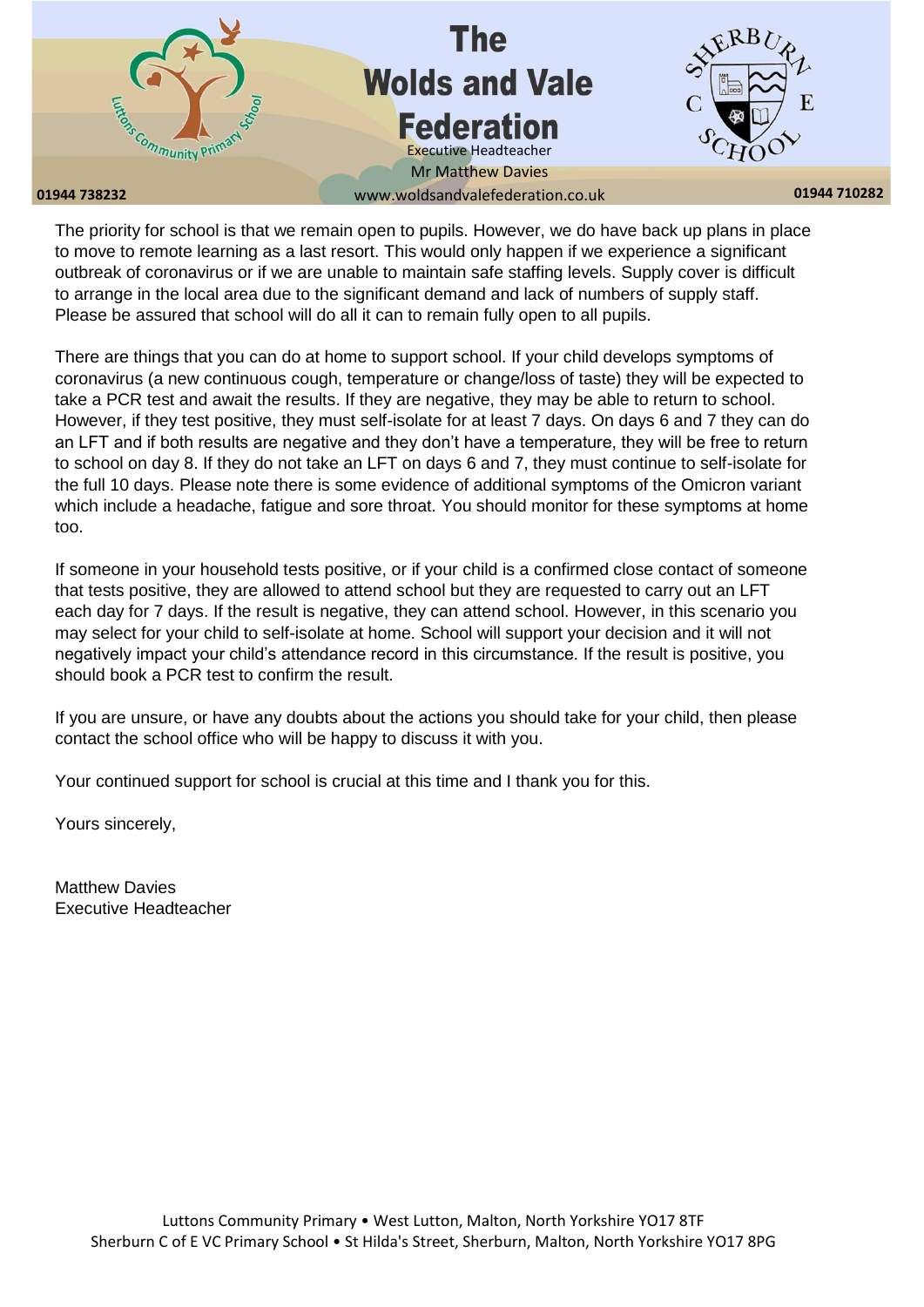The priority for school is that we remain open to pupils. However, we do have back up plans in place to move to remote learning as a last resort. This would only happen if we experience a significant outbreak of coronavirus or if we are unable to maintain safe staffing levels. Supply cover is difficult to arrange in the local area due to the significant demand and lack of numbers of supply staff. Please be assured that school will do all it can to remain fully open to all pupils.

There are things that you can do at home to support school. If your child develops symptoms of coronavirus (a new continuous cough, temperature or change/loss of taste) they will be expected to take a PCR test and await the results. If they are negative, they may be able to return to school. However, if they test positive, they must self-isolate for at least 7 days. On days 6 and 7 they can do an LFT and if both results are negative and they don't have a temperature, they will be free to return to school on day 8. If they do not take an LFT on days 6 and 7, they must continue to self-isolate for the full 10 days. Please note there is some evidence of additional symptoms of the Omicron variant which include a headache, fatigue and sore throat. You should monitor for these symptoms at home too.

If someone in your household tests positive, or if your child is a confirmed close contact of someone that tests positive, they are allowed to attend school but they are requested to carry out an LFT each day for 7 days. If the result is negative, they can attend school. However, in this scenario you may select for your child to self-isolate at home. School will support your decision and it will not negatively impact your child's attendance record in this circumstance. If the result is positive, you should book a PCR test to confirm the result.

If you are unsure, or have any doubts about the actions you should take for your child, then please contact the school office who will be happy to discuss it with you.

Your continued support for school is crucial at this time and I thank you for this.

Yours sincerely,

Matthew Davies
Executive Headteacher